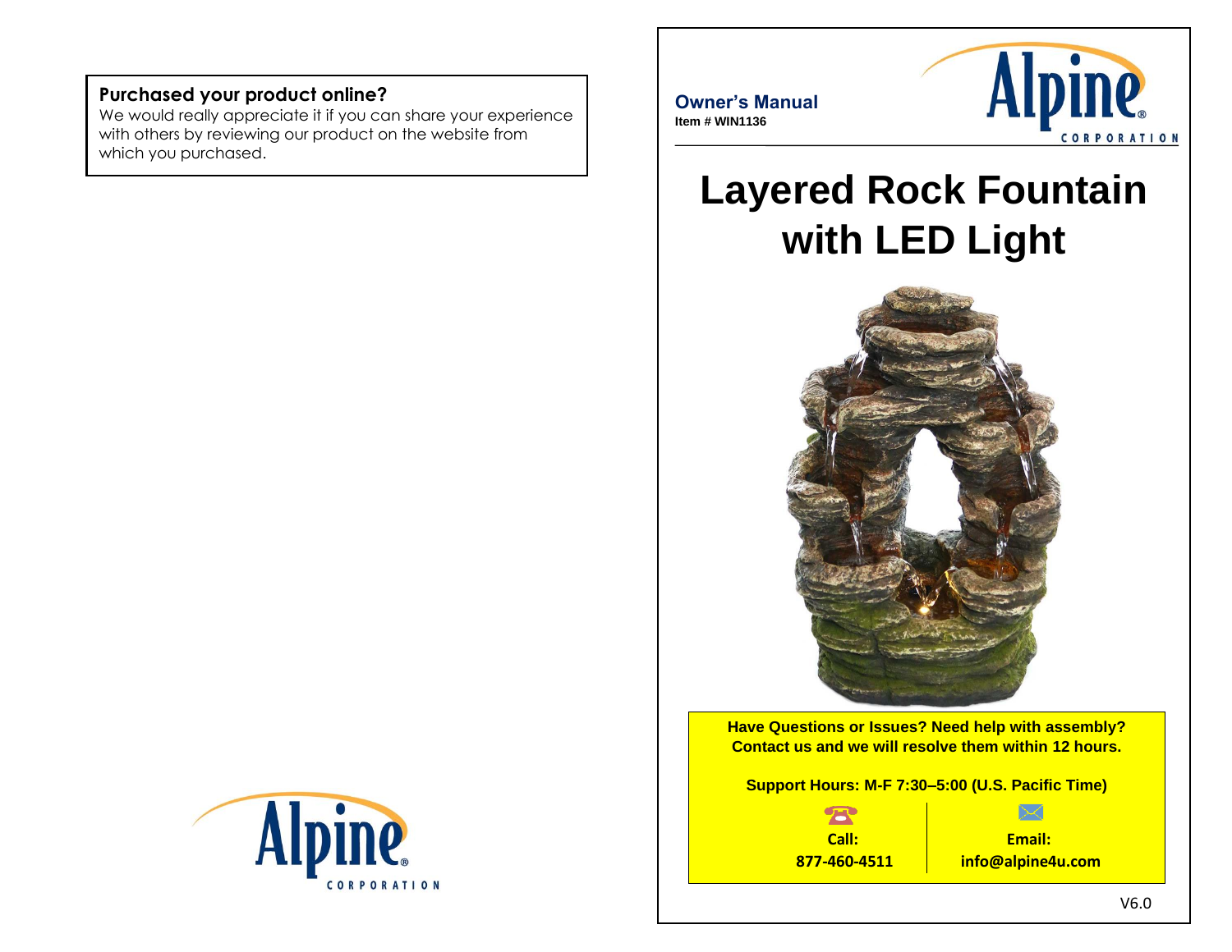**Purchased your product online?**
We would really appreciate it if you can share your experience with others by reviewing our product on the website from which you purchased.

**Owner's Manual**
**Item # WIN1136**

# Layered Rock Fountain with LED Light

**Have Questions or Issues? Need help with assembly?**
**Contact us and we will resolve them within 12 hours.**

**Support Hours: M-F 7:30–5:00 (U.S. Pacific Time)**

| **Call:** | **Email:** |
| --- | --- |
| **877-460-4511** | **info@alpine4u.com** |

V6.0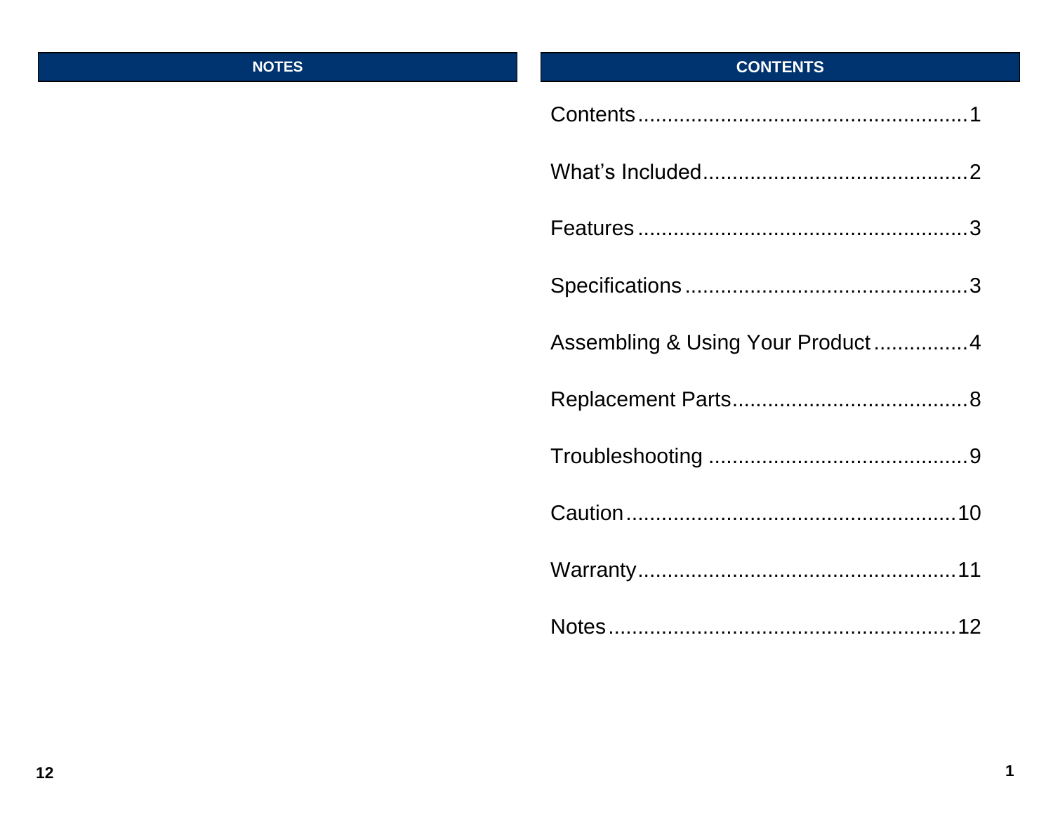## NOTES

## CONTENTS

Contents........................................................1

What's Included.............................................2

Features........................................................3

Specifications.................................................3

Assembling & Using Your Product................4

Replacement Parts........................................8

Troubleshooting ............................................9

Caution........................................................10

Warranty......................................................11

Notes...........................................................12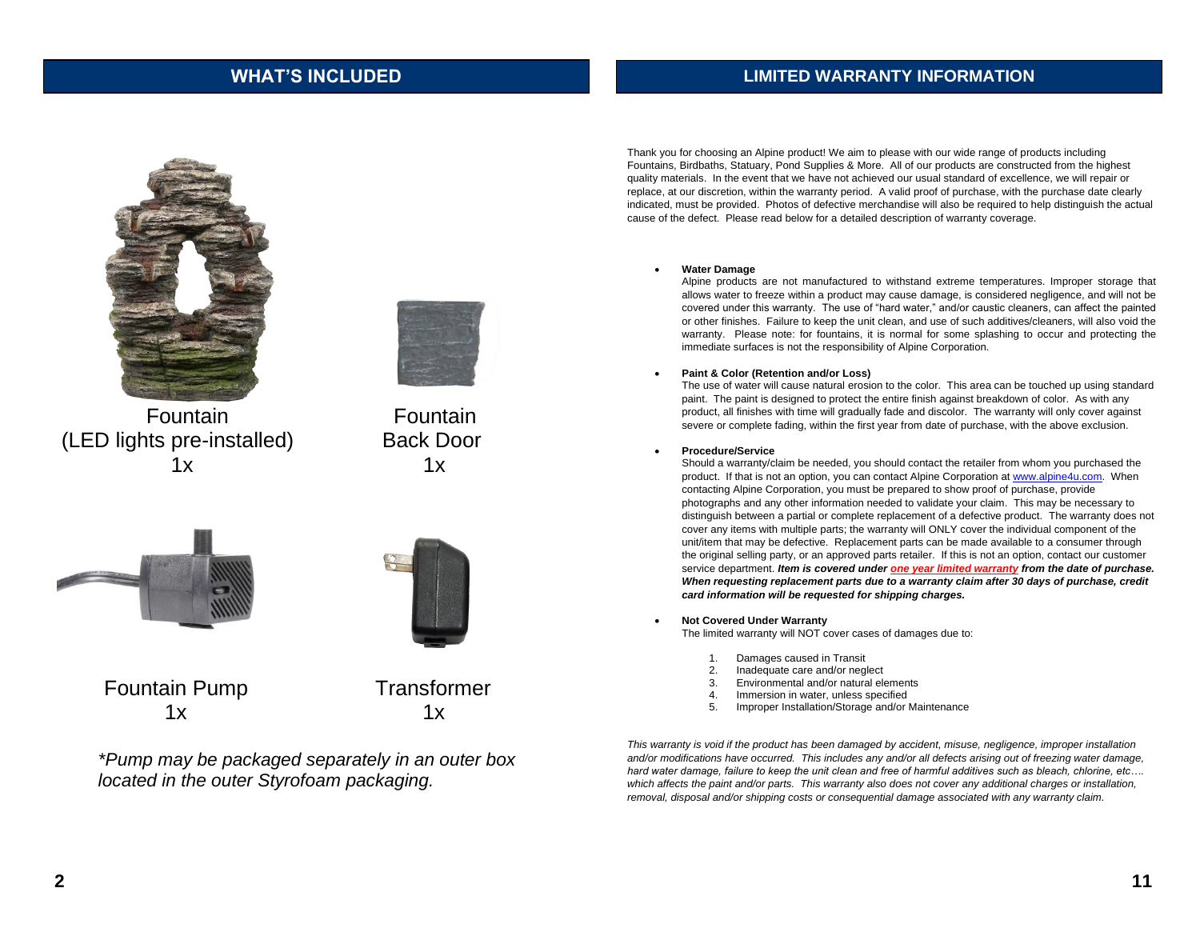## WHAT'S INCLUDED

Fountain
(LED lights pre-installed)
1x

Fountain
Back Door
1x

Fountain Pump
1x

Transformer
1x

*\*Pump may be packaged separately in an outer box located in the outer Styrofoam packaging.*

## LIMITED WARRANTY INFORMATION

Thank you for choosing an Alpine product! We aim to please with our wide range of products including Fountains, Birdbaths, Statuary, Pond Supplies & More. All of our products are constructed from the highest quality materials. In the event that we have not achieved our usual standard of excellence, we will repair or replace, at our discretion, within the warranty period. A valid proof of purchase, with the purchase date clearly indicated, must be provided. Photos of defective merchandise will also be required to help distinguish the actual cause of the defect. Please read below for a detailed description of warranty coverage.

- **Water Damage**
  Alpine products are not manufactured to withstand extreme temperatures. Improper storage that allows water to freeze within a product may cause damage, is considered negligence, and will not be covered under this warranty. The use of "hard water," and/or caustic cleaners, can affect the painted or other finishes. Failure to keep the unit clean, and use of such additives/cleaners, will also void the warranty. Please note: for fountains, it is normal for some splashing to occur and protecting the immediate surfaces is not the responsibility of Alpine Corporation.

- **Paint & Color (Retention and/or Loss)**
  The use of water will cause natural erosion to the color. This area can be touched up using standard paint. The paint is designed to protect the entire finish against breakdown of color. As with any product, all finishes with time will gradually fade and discolor. The warranty will only cover against severe or complete fading, within the first year from date of purchase, with the above exclusion.

- **Procedure/Service**
  Should a warranty/claim be needed, you should contact the retailer from whom you purchased the product. If that is not an option, you can contact Alpine Corporation at www.alpine4u.com. When contacting Alpine Corporation, you must be prepared to show proof of purchase, provide photographs and any other information needed to validate your claim. This may be necessary to distinguish between a partial or complete replacement of a defective product. The warranty does not cover any items with multiple parts; the warranty will ONLY cover the individual component of the unit/item that may be defective. Replacement parts can be made available to a consumer through the original selling party, or an approved parts retailer. If this is not an option, contact our customer service department. ***Item is covered under one year limited warranty from the date of purchase. When requesting replacement parts due to a warranty claim after 30 days of purchase, credit card information will be requested for shipping charges.***

- **Not Covered Under Warranty**
  The limited warranty will NOT cover cases of damages due to:

  1. Damages caused in Transit
  2. Inadequate care and/or neglect
  3. Environmental and/or natural elements
  4. Immersion in water, unless specified
  5. Improper Installation/Storage and/or Maintenance

*This warranty is void if the product has been damaged by accident, misuse, negligence, improper installation and/or modifications have occurred. This includes any and/or all defects arising out of freezing water damage, hard water damage, failure to keep the unit clean and free of harmful additives such as bleach, chlorine, etc…. which affects the paint and/or parts. This warranty also does not cover any additional charges or installation, removal, disposal and/or shipping costs or consequential damage associated with any warranty claim.*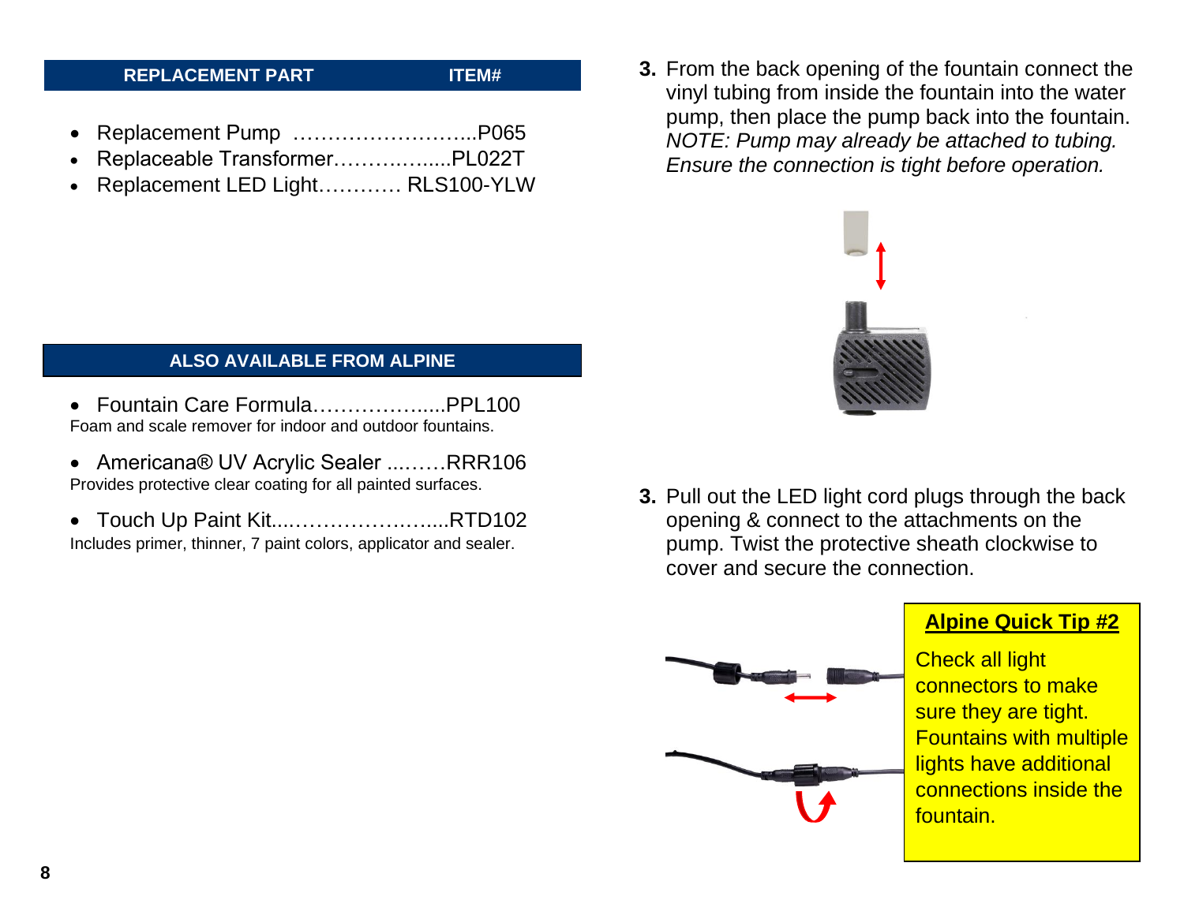| REPLACEMENT PART | ITEM# |
| --- | --- |

- Replacement Pump ……………………...P065
- Replaceable Transformer……………....PL022T
- Replacement LED Light………… RLS100-YLW

## ALSO AVAILABLE FROM ALPINE

- Fountain Care Formula……………….....PPL100

Foam and scale remover for indoor and outdoor fountains.

- Americana® UV Acrylic Sealer ...……RRR106

Provides protective clear coating for all painted surfaces.

- Touch Up Paint Kit....…………………....RTD102

Includes primer, thinner, 7 paint colors, applicator and sealer.

**3.** From the back opening of the fountain connect the vinyl tubing from inside the fountain into the water pump, then place the pump back into the fountain. *NOTE: Pump may already be attached to tubing. Ensure the connection is tight before operation.*

**3.** Pull out the LED light cord plugs through the back opening & connect to the attachments on the pump. Twist the protective sheath clockwise to cover and secure the connection.

**Alpine Quick Tip #2**

Check all light connectors to make sure they are tight. Fountains with multiple lights have additional connections inside the fountain.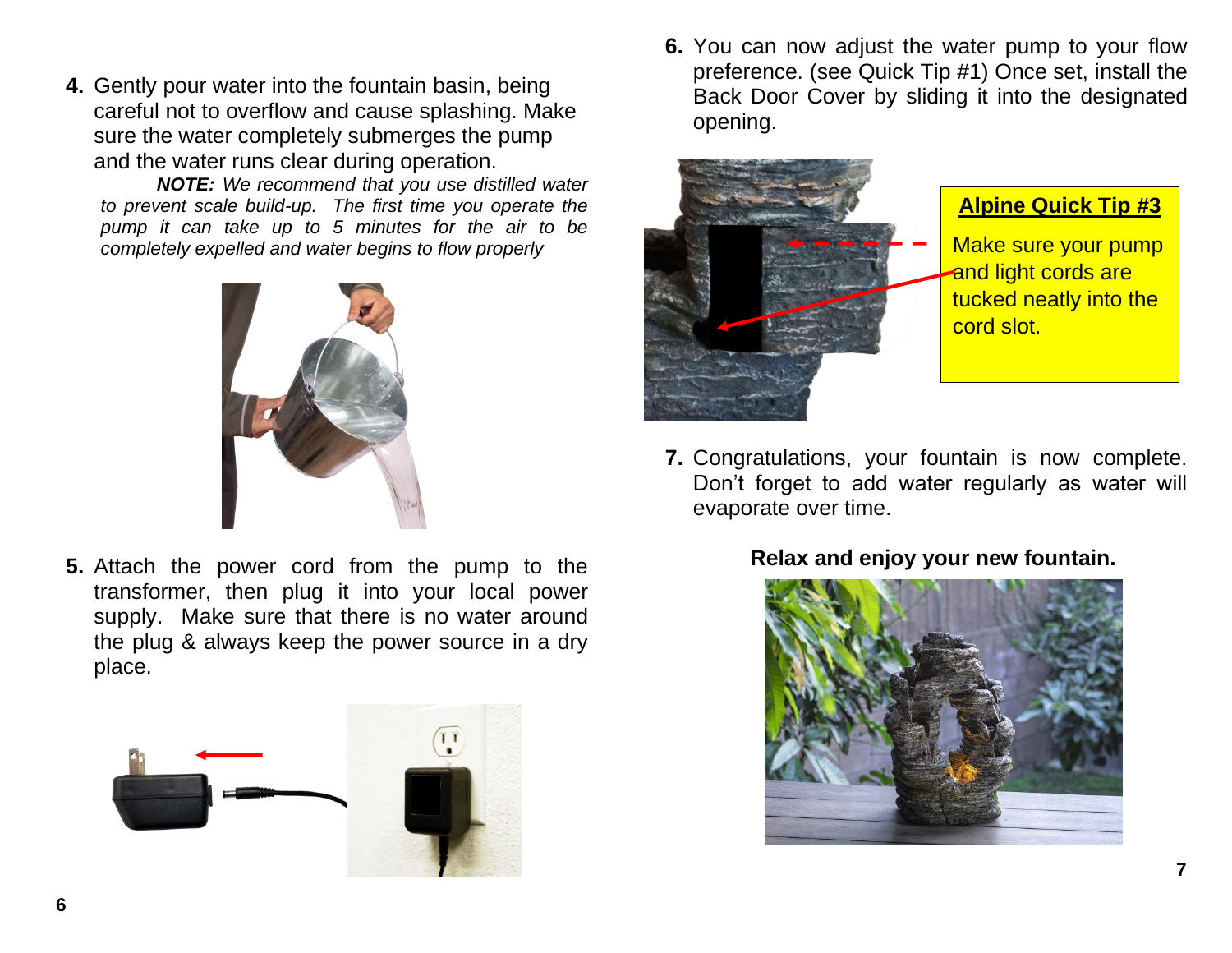4. Gently pour water into the fountain basin, being careful not to overflow and cause splashing. Make sure the water completely submerges the pump and the water runs clear during operation.

   ***NOTE:*** *We recommend that you use distilled water to prevent scale build-up. The first time you operate the pump it can take up to 5 minutes for the air to be completely expelled and water begins to flow properly*

5. Attach the power cord from the pump to the transformer, then plug it into your local power supply. Make sure that there is no water around the plug & always keep the power source in a dry place.

6. You can now adjust the water pump to your flow preference. (see Quick Tip #1) Once set, install the Back Door Cover by sliding it into the designated opening.

**Alpine Quick Tip #3**

Make sure your pump and light cords are tucked neatly into the cord slot.

7. Congratulations, your fountain is now complete. Don't forget to add water regularly as water will evaporate over time.

**Relax and enjoy your new fountain.**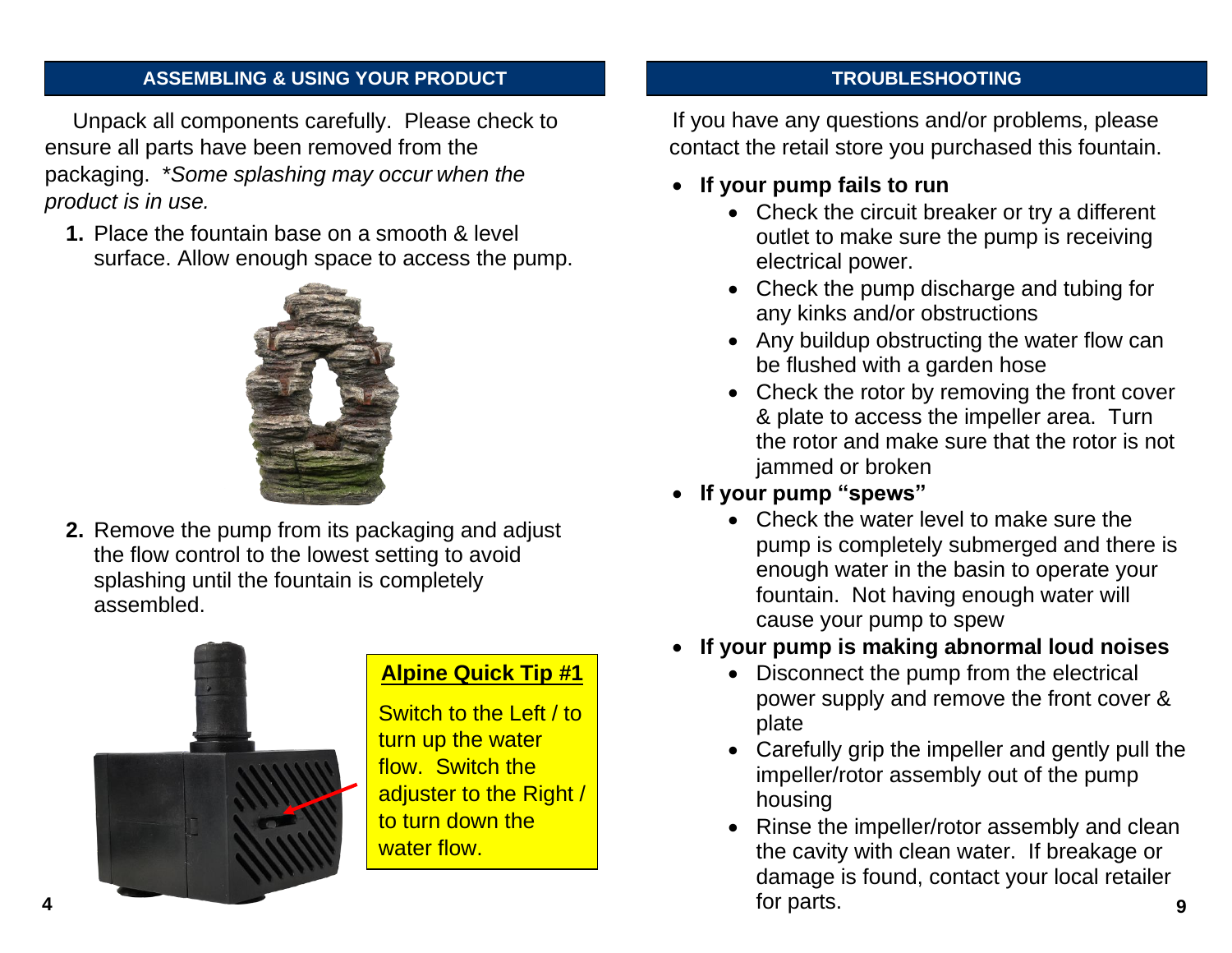## ASSEMBLING & USING YOUR PRODUCT

Unpack all components carefully. Please check to ensure all parts have been removed from the packaging. **Some splashing may occur when the product is in use.*

1. Place the fountain base on a smooth & level surface. Allow enough space to access the pump.

2. Remove the pump from its packaging and adjust the flow control to the lowest setting to avoid splashing until the fountain is completely assembled.

**Alpine Quick Tip #1**

Switch to the Left / to turn up the water flow. Switch the adjuster to the Right / to turn down the water flow.

## TROUBLESHOOTING

If you have any questions and/or problems, please contact the retail store you purchased this fountain.

- **If your pump fails to run**
  - Check the circuit breaker or try a different outlet to make sure the pump is receiving electrical power.
  - Check the pump discharge and tubing for any kinks and/or obstructions
  - Any buildup obstructing the water flow can be flushed with a garden hose
  - Check the rotor by removing the front cover & plate to access the impeller area. Turn the rotor and make sure that the rotor is not jammed or broken
- **If your pump "spews"**
  - Check the water level to make sure the pump is completely submerged and there is enough water in the basin to operate your fountain. Not having enough water will cause your pump to spew
- **If your pump is making abnormal loud noises**
  - Disconnect the pump from the electrical power supply and remove the front cover & plate
  - Carefully grip the impeller and gently pull the impeller/rotor assembly out of the pump housing
  - Rinse the impeller/rotor assembly and clean the cavity with clean water. If breakage or damage is found, contact your local retailer for parts.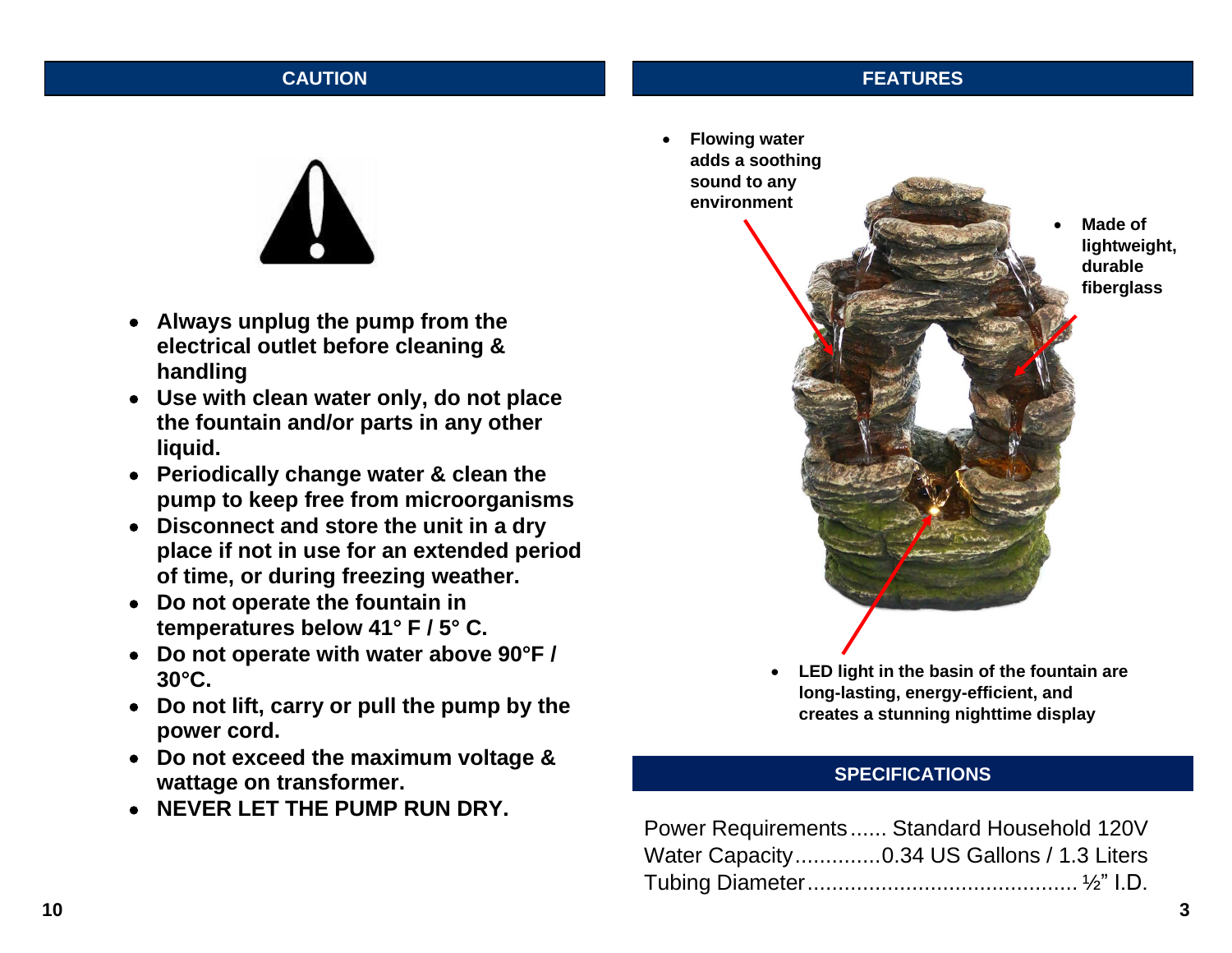## CAUTION

- **Always unplug the pump from the electrical outlet before cleaning & handling**
- **Use with clean water only, do not place the fountain and/or parts in any other liquid.**
- **Periodically change water & clean the pump to keep free from microorganisms**
- **Disconnect and store the unit in a dry place if not in use for an extended period of time, or during freezing weather.**
- **Do not operate the fountain in temperatures below 41° F / 5° C.**
- **Do not operate with water above 90°F / 30°C.**
- **Do not lift, carry or pull the pump by the power cord.**
- **Do not exceed the maximum voltage & wattage on transformer.**
- **NEVER LET THE PUMP RUN DRY.**

## FEATURES

- **Flowing water adds a soothing sound to any environment**
- **Made of lightweight, durable fiberglass**
- **LED light in the basin of the fountain are long-lasting, energy-efficient, and creates a stunning nighttime display**

## SPECIFICATIONS

Power Requirements...... Standard Household 120V
Water Capacity..............0.34 US Gallons / 1.3 Liters
Tubing Diameter............................................ ½" I.D.